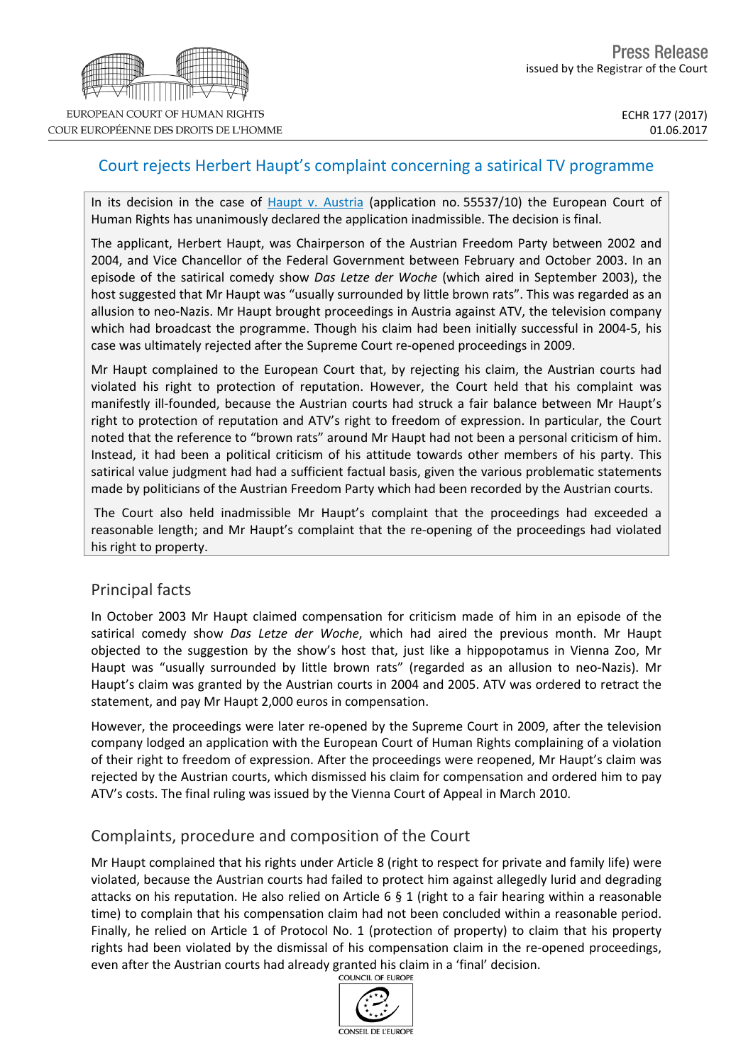Press Release
issued by the Registrar of the Court

ECHR 177 (2017)
01.06.2017

# Court rejects Herbert Haupt's complaint concerning a satirical TV programme

In its decision in the case of Haupt v. Austria (application no. 55537/10) the European Court of Human Rights has unanimously declared the application inadmissible. The decision is final.

The applicant, Herbert Haupt, was Chairperson of the Austrian Freedom Party between 2002 and 2004, and Vice Chancellor of the Federal Government between February and October 2003. In an episode of the satirical comedy show *Das Letze der Woche* (which aired in September 2003), the host suggested that Mr Haupt was "usually surrounded by little brown rats". This was regarded as an allusion to neo-Nazis. Mr Haupt brought proceedings in Austria against ATV, the television company which had broadcast the programme. Though his claim had been initially successful in 2004-5, his case was ultimately rejected after the Supreme Court re-opened proceedings in 2009.

Mr Haupt complained to the European Court that, by rejecting his claim, the Austrian courts had violated his right to protection of reputation. However, the Court held that his complaint was manifestly ill-founded, because the Austrian courts had struck a fair balance between Mr Haupt's right to protection of reputation and ATV's right to freedom of expression. In particular, the Court noted that the reference to "brown rats" around Mr Haupt had not been a personal criticism of him. Instead, it had been a political criticism of his attitude towards other members of his party. This satirical value judgment had had a sufficient factual basis, given the various problematic statements made by politicians of the Austrian Freedom Party which had been recorded by the Austrian courts.

The Court also held inadmissible Mr Haupt's complaint that the proceedings had exceeded a reasonable length; and Mr Haupt's complaint that the re-opening of the proceedings had violated his right to property.

## Principal facts

In October 2003 Mr Haupt claimed compensation for criticism made of him in an episode of the satirical comedy show *Das Letze der Woche*, which had aired the previous month. Mr Haupt objected to the suggestion by the show's host that, just like a hippopotamus in Vienna Zoo, Mr Haupt was "usually surrounded by little brown rats" (regarded as an allusion to neo-Nazis). Mr Haupt's claim was granted by the Austrian courts in 2004 and 2005. ATV was ordered to retract the statement, and pay Mr Haupt 2,000 euros in compensation.

However, the proceedings were later re-opened by the Supreme Court in 2009, after the television company lodged an application with the European Court of Human Rights complaining of a violation of their right to freedom of expression. After the proceedings were reopened, Mr Haupt's claim was rejected by the Austrian courts, which dismissed his claim for compensation and ordered him to pay ATV's costs. The final ruling was issued by the Vienna Court of Appeal in March 2010.

## Complaints, procedure and composition of the Court

Mr Haupt complained that his rights under Article 8 (right to respect for private and family life) were violated, because the Austrian courts had failed to protect him against allegedly lurid and degrading attacks on his reputation. He also relied on Article 6 § 1 (right to a fair hearing within a reasonable time) to complain that his compensation claim had not been concluded within a reasonable period. Finally, he relied on Article 1 of Protocol No. 1 (protection of property) to claim that his property rights had been violated by the dismissal of his compensation claim in the re-opened proceedings, even after the Austrian courts had already granted his claim in a 'final' decision.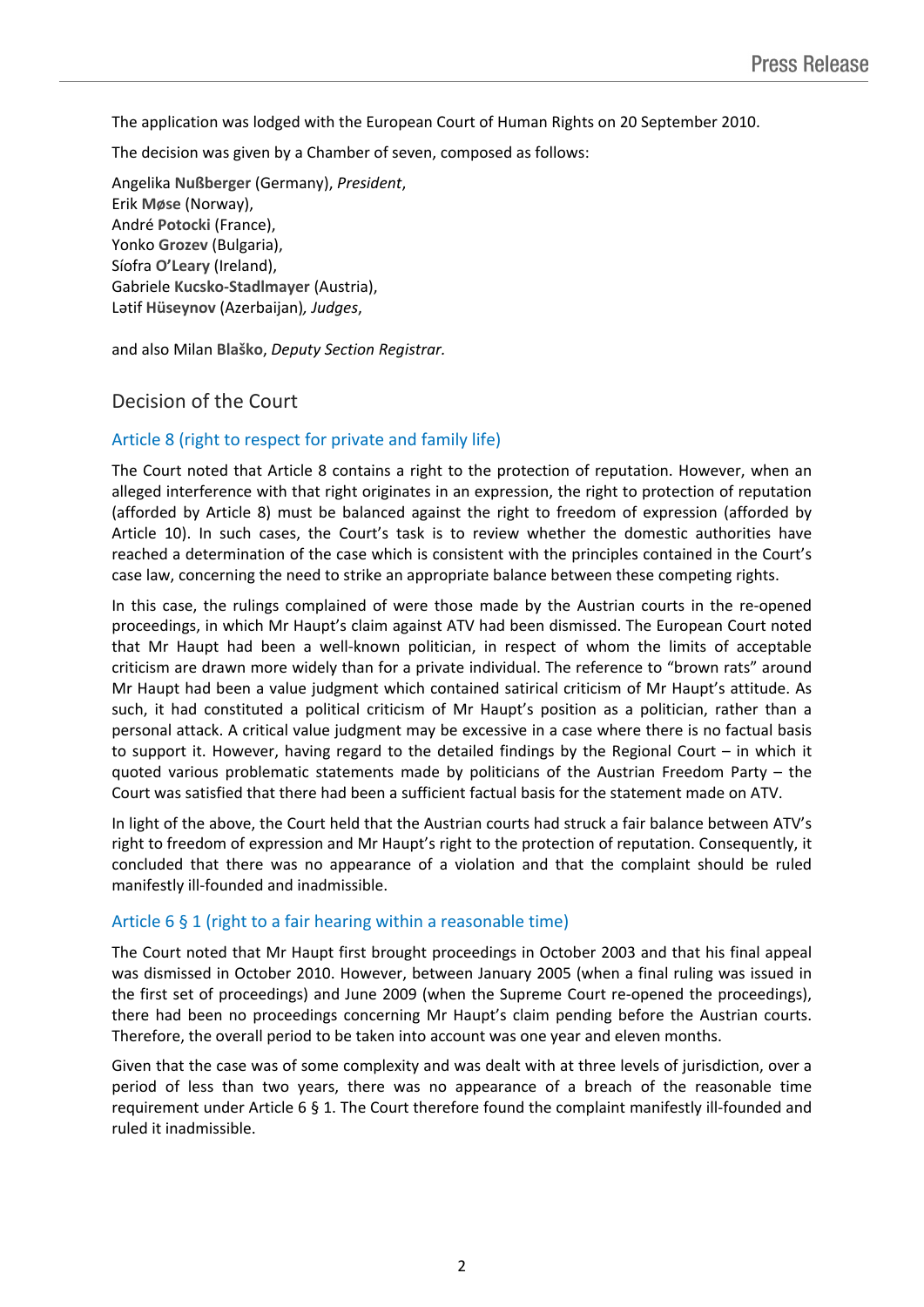The application was lodged with the European Court of Human Rights on 20 September 2010.

The decision was given by a Chamber of seven, composed as follows:

Angelika **Nußberger** (Germany), *President*,
Erik **Møse** (Norway),
André **Potocki** (France),
Yonko **Grozev** (Bulgaria),
Síofra **O'Leary** (Ireland),
Gabriele **Kucsko-Stadlmayer** (Austria),
Lətif **Hüseynov** (Azerbaijan), *Judges*,

and also Milan **Blaško**, *Deputy Section Registrar.*

## Decision of the Court

### Article 8 (right to respect for private and family life)

The Court noted that Article 8 contains a right to the protection of reputation. However, when an alleged interference with that right originates in an expression, the right to protection of reputation (afforded by Article 8) must be balanced against the right to freedom of expression (afforded by Article 10). In such cases, the Court's task is to review whether the domestic authorities have reached a determination of the case which is consistent with the principles contained in the Court's case law, concerning the need to strike an appropriate balance between these competing rights.

In this case, the rulings complained of were those made by the Austrian courts in the re-opened proceedings, in which Mr Haupt's claim against ATV had been dismissed. The European Court noted that Mr Haupt had been a well-known politician, in respect of whom the limits of acceptable criticism are drawn more widely than for a private individual. The reference to "brown rats" around Mr Haupt had been a value judgment which contained satirical criticism of Mr Haupt's attitude. As such, it had constituted a political criticism of Mr Haupt's position as a politician, rather than a personal attack. A critical value judgment may be excessive in a case where there is no factual basis to support it. However, having regard to the detailed findings by the Regional Court – in which it quoted various problematic statements made by politicians of the Austrian Freedom Party – the Court was satisfied that there had been a sufficient factual basis for the statement made on ATV.

In light of the above, the Court held that the Austrian courts had struck a fair balance between ATV's right to freedom of expression and Mr Haupt's right to the protection of reputation. Consequently, it concluded that there was no appearance of a violation and that the complaint should be ruled manifestly ill-founded and inadmissible.

### Article 6 § 1 (right to a fair hearing within a reasonable time)

The Court noted that Mr Haupt first brought proceedings in October 2003 and that his final appeal was dismissed in October 2010. However, between January 2005 (when a final ruling was issued in the first set of proceedings) and June 2009 (when the Supreme Court re-opened the proceedings), there had been no proceedings concerning Mr Haupt's claim pending before the Austrian courts. Therefore, the overall period to be taken into account was one year and eleven months.

Given that the case was of some complexity and was dealt with at three levels of jurisdiction, over a period of less than two years, there was no appearance of a breach of the reasonable time requirement under Article 6 § 1. The Court therefore found the complaint manifestly ill-founded and ruled it inadmissible.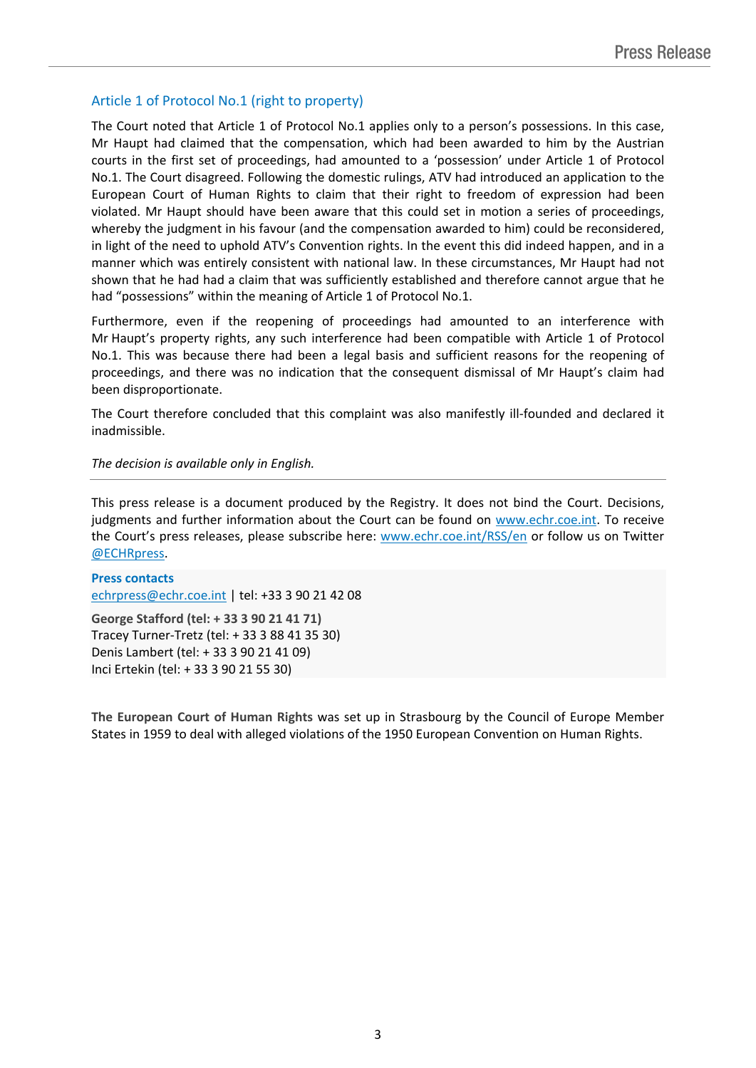### Article 1 of Protocol No.1 (right to property)

The Court noted that Article 1 of Protocol No.1 applies only to a person's possessions. In this case, Mr Haupt had claimed that the compensation, which had been awarded to him by the Austrian courts in the first set of proceedings, had amounted to a 'possession' under Article 1 of Protocol No.1. The Court disagreed. Following the domestic rulings, ATV had introduced an application to the European Court of Human Rights to claim that their right to freedom of expression had been violated. Mr Haupt should have been aware that this could set in motion a series of proceedings, whereby the judgment in his favour (and the compensation awarded to him) could be reconsidered, in light of the need to uphold ATV's Convention rights. In the event this did indeed happen, and in a manner which was entirely consistent with national law. In these circumstances, Mr Haupt had not shown that he had had a claim that was sufficiently established and therefore cannot argue that he had "possessions" within the meaning of Article 1 of Protocol No.1.

Furthermore, even if the reopening of proceedings had amounted to an interference with Mr Haupt's property rights, any such interference had been compatible with Article 1 of Protocol No.1. This was because there had been a legal basis and sufficient reasons for the reopening of proceedings, and there was no indication that the consequent dismissal of Mr Haupt's claim had been disproportionate.

The Court therefore concluded that this complaint was also manifestly ill-founded and declared it inadmissible.

*The decision is available only in English.*

---

This press release is a document produced by the Registry. It does not bind the Court. Decisions, judgments and further information about the Court can be found on www.echr.coe.int. To receive the Court's press releases, please subscribe here: www.echr.coe.int/RSS/en or follow us on Twitter @ECHRpress.

**Press contacts**
echrpress@echr.coe.int | tel: +33 3 90 21 42 08

**George Stafford (tel: + 33 3 90 21 41 71)**
Tracey Turner-Tretz (tel: + 33 3 88 41 35 30)
Denis Lambert (tel: + 33 3 90 21 41 09)
Inci Ertekin (tel: + 33 3 90 21 55 30)

**The European Court of Human Rights** was set up in Strasbourg by the Council of Europe Member States in 1959 to deal with alleged violations of the 1950 European Convention on Human Rights.